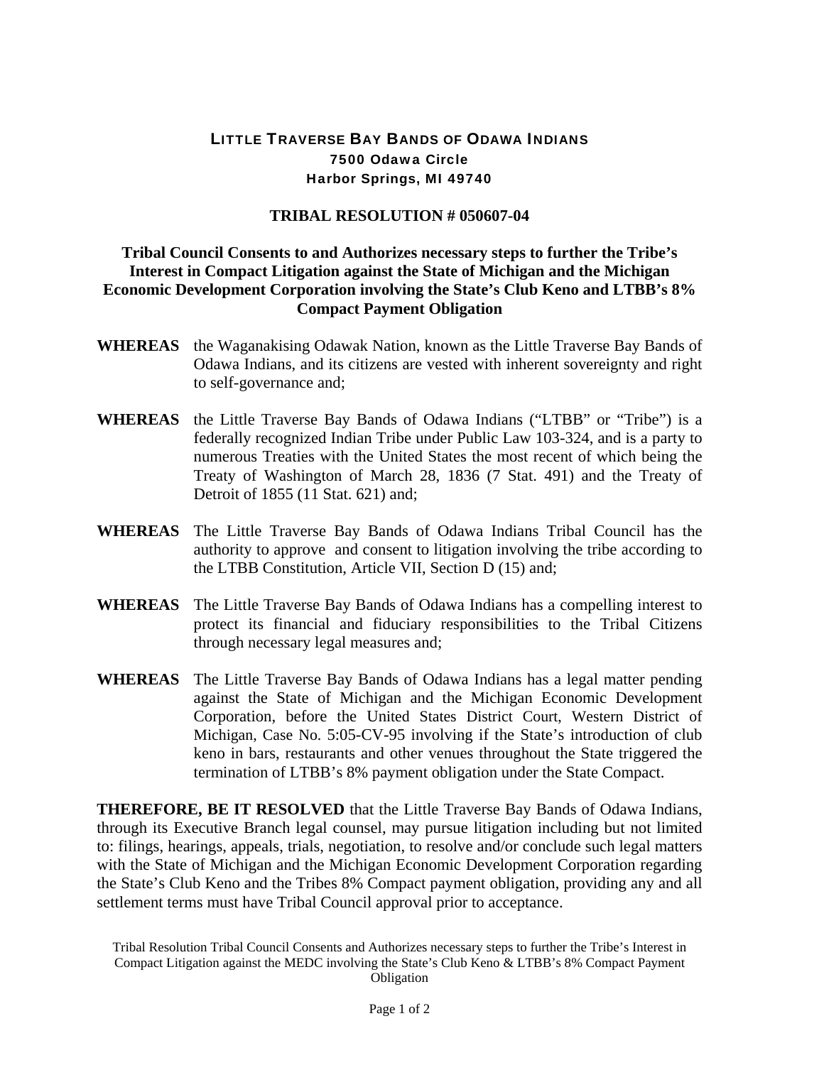**LITTLE TRAVERSE BAY BANDS OF ODAWA INDIANS**
**7500 Odawa Circle**
**Harbor Springs, MI 49740**

**TRIBAL RESOLUTION # 050607-04**

**Tribal Council Consents to and Authorizes necessary steps to further the Tribe's Interest in Compact Litigation against the State of Michigan and the Michigan Economic Development Corporation involving the State's Club Keno and LTBB's 8% Compact Payment Obligation**

**WHEREAS** the Waganakising Odawak Nation, known as the Little Traverse Bay Bands of Odawa Indians, and its citizens are vested with inherent sovereignty and right to self-governance and;

**WHEREAS** the Little Traverse Bay Bands of Odawa Indians ("LTBB" or "Tribe") is a federally recognized Indian Tribe under Public Law 103-324, and is a party to numerous Treaties with the United States the most recent of which being the Treaty of Washington of March 28, 1836 (7 Stat. 491) and the Treaty of Detroit of 1855 (11 Stat. 621) and;

**WHEREAS** The Little Traverse Bay Bands of Odawa Indians Tribal Council has the authority to approve and consent to litigation involving the tribe according to the LTBB Constitution, Article VII, Section D (15) and;

**WHEREAS** The Little Traverse Bay Bands of Odawa Indians has a compelling interest to protect its financial and fiduciary responsibilities to the Tribal Citizens through necessary legal measures and;

**WHEREAS** The Little Traverse Bay Bands of Odawa Indians has a legal matter pending against the State of Michigan and the Michigan Economic Development Corporation, before the United States District Court, Western District of Michigan, Case No. 5:05-CV-95 involving if the State's introduction of club keno in bars, restaurants and other venues throughout the State triggered the termination of LTBB's 8% payment obligation under the State Compact.

**THEREFORE, BE IT RESOLVED** that the Little Traverse Bay Bands of Odawa Indians, through its Executive Branch legal counsel, may pursue litigation including but not limited to: filings, hearings, appeals, trials, negotiation, to resolve and/or conclude such legal matters with the State of Michigan and the Michigan Economic Development Corporation regarding the State's Club Keno and the Tribes 8% Compact payment obligation, providing any and all settlement terms must have Tribal Council approval prior to acceptance.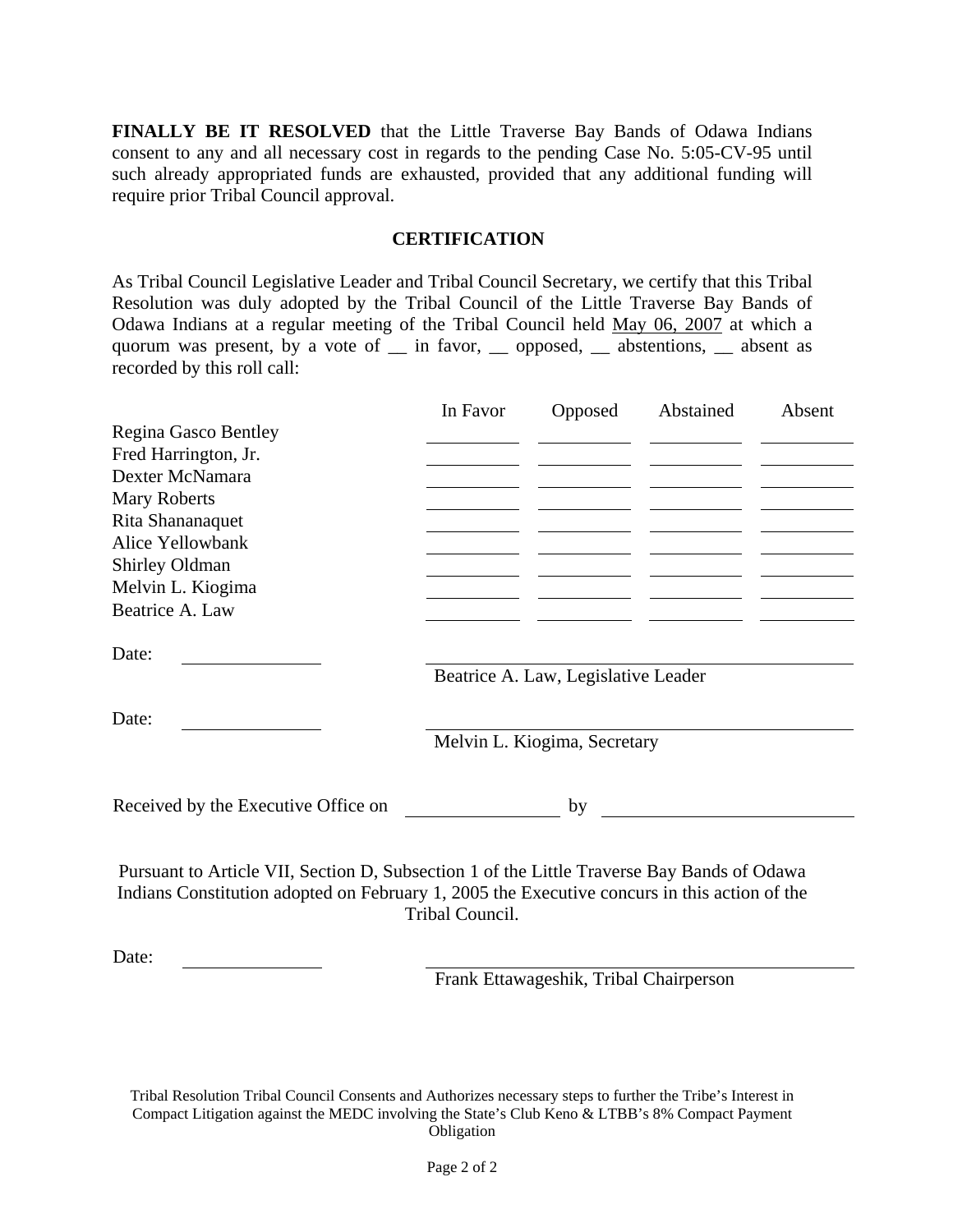**FINALLY BE IT RESOLVED** that the Little Traverse Bay Bands of Odawa Indians consent to any and all necessary cost in regards to the pending Case No. 5:05-CV-95 until such already appropriated funds are exhausted, provided that any additional funding will require prior Tribal Council approval.

## CERTIFICATION

As Tribal Council Legislative Leader and Tribal Council Secretary, we certify that this Tribal Resolution was duly adopted by the Tribal Council of the Little Traverse Bay Bands of Odawa Indians at a regular meeting of the Tribal Council held May 06, 2007 at which a quorum was present, by a vote of __ in favor, __ opposed, __ abstentions, __ absent as recorded by this roll call:

| | In Favor | Opposed | Abstained | Absent |
|---|---|---|---|---|
| Regina Gasco Bentley | | | | |
| Fred Harrington, Jr. | | | | |
| Dexter McNamara | | | | |
| Mary Roberts | | | | |
| Rita Shananaquet | | | | |
| Alice Yellowbank | | | | |
| Shirley Oldman | | | | |
| Melvin L. Kiogima | | | | |
| Beatrice A. Law | | | | |

Date: ______________ ________________________________
Beatrice A. Law, Legislative Leader

Date: ______________ ________________________________
Melvin L. Kiogima, Secretary

Received by the Executive Office on ______________ by ________________________

Pursuant to Article VII, Section D, Subsection 1 of the Little Traverse Bay Bands of Odawa Indians Constitution adopted on February 1, 2005 the Executive concurs in this action of the Tribal Council.

Date: ______________ ________________________________
Frank Ettawageshik, Tribal Chairperson

Tribal Resolution Tribal Council Consents and Authorizes necessary steps to further the Tribe's Interest in Compact Litigation against the MEDC involving the State's Club Keno & LTBB's 8% Compact Payment Obligation